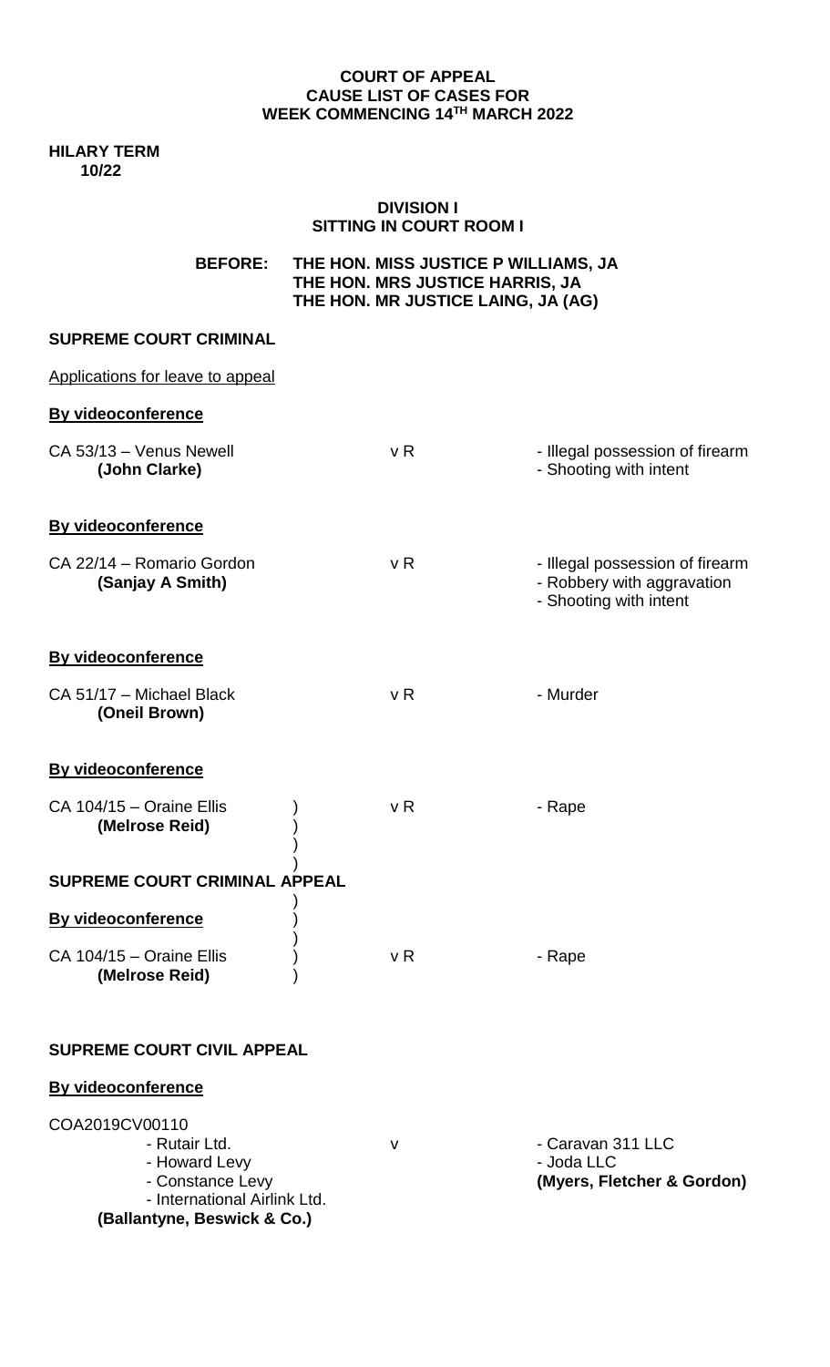**COURT OF APPEAL**
**CAUSE LIST OF CASES FOR**
**WEEK COMMENCING 14TH MARCH 2022**

**HILARY TERM**
**10/22**

**DIVISION I**
**SITTING IN COURT ROOM I**

**BEFORE: THE HON. MISS JUSTICE P WILLIAMS, JA**
**THE HON. MRS JUSTICE HARRIS, JA**
**THE HON. MR JUSTICE LAING, JA (AG)**

**SUPREME COURT CRIMINAL**

Applications for leave to appeal

**By videoconference**

| | | |
|---|---|---|
| CA 53/13 – Venus Newell **(John Clarke)** | v R | - Illegal possession of firearm<br>- Shooting with intent |

**By videoconference**

| | | |
|---|---|---|
| CA 22/14 – Romario Gordon **(Sanjay A Smith)** | v R | - Illegal possession of firearm<br>- Robbery with aggravation<br>- Shooting with intent |

**By videoconference**

| | | |
|---|---|---|
| CA 51/17 – Michael Black **(Oneil Brown)** | v R | - Murder |

**By videoconference**

| | | |
|---|---|---|
| CA 104/15 – Oraine Ellis **(Melrose Reid)** | v R | - Rape |

**SUPREME COURT CRIMINAL APPEAL**

**By videoconference**

| | | |
|---|---|---|
| CA 104/15 – Oraine Ellis **(Melrose Reid)** | v R | - Rape |

**SUPREME COURT CIVIL APPEAL**

**By videoconference**

COA2019CV00110

| | | |
|---|---|---|
| - Rutair Ltd.<br>- Howard Levy<br>- Constance Levy<br>- International Airlink Ltd.<br>**(Ballantyne, Beswick & Co.)** | v | - Caravan 311 LLC<br>- Joda LLC<br>**(Myers, Fletcher & Gordon)** |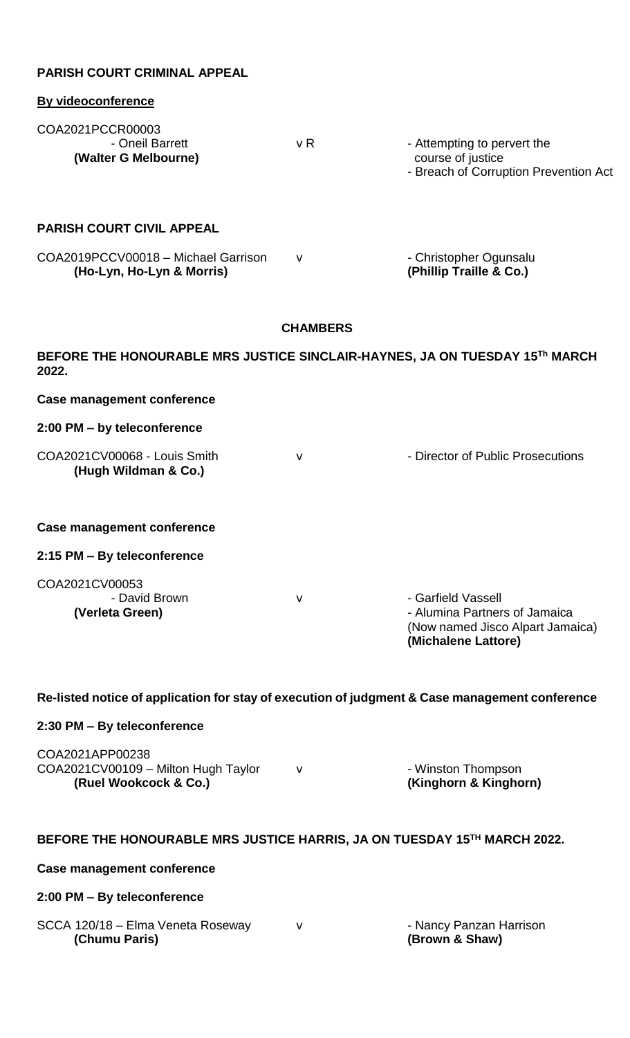**PARISH COURT CRIMINAL APPEAL**

**By videoconference**

COA2021PCCR00003

| | | |
|---|---|---|
| - Oneil Barrett **(Walter G Melbourne)** | v R | - Attempting to pervert the course of justice<br>- Breach of Corruption Prevention Act |

**PARISH COURT CIVIL APPEAL**

| | | |
|---|---|---|
| COA2019PCCV00018 – Michael Garrison **(Ho-Lyn, Ho-Lyn & Morris)** | v | - Christopher Ogunsalu **(Phillip Traille & Co.)** |

**CHAMBERS**

**BEFORE THE HONOURABLE MRS JUSTICE SINCLAIR-HAYNES, JA ON TUESDAY 15Th MARCH 2022.**

**Case management conference**

**2:00 PM – by teleconference**

| | | |
|---|---|---|
| COA2021CV00068 - Louis Smith **(Hugh Wildman & Co.)** | v | - Director of Public Prosecutions |

**Case management conference**

**2:15 PM – By teleconference**

COA2021CV00053

| | | |
|---|---|---|
| - David Brown **(Verleta Green)** | v | - Garfield Vassell<br>- Alumina Partners of Jamaica (Now named Jisco Alpart Jamaica) **(Michalene Lattore)** |

**Re-listed notice of application for stay of execution of judgment & Case management conference**

**2:30 PM – By teleconference**

COA2021APP00238

| | | |
|---|---|---|
| COA2021CV00109 – Milton Hugh Taylor **(Ruel Wookcock & Co.)** | v | - Winston Thompson **(Kinghorn & Kinghorn)** |

**BEFORE THE HONOURABLE MRS JUSTICE HARRIS, JA ON TUESDAY 15TH MARCH 2022.**

**Case management conference**

**2:00 PM – By teleconference**

| | | |
|---|---|---|
| SCCA 120/18 – Elma Veneta Roseway **(Chumu Paris)** | v | - Nancy Panzan Harrison **(Brown & Shaw)** |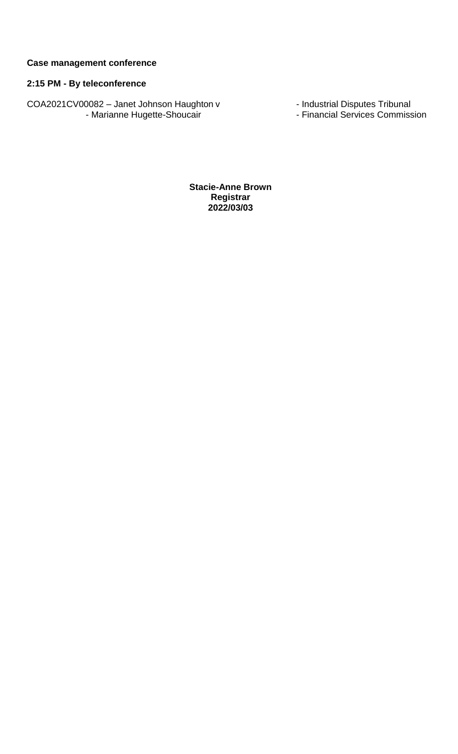**Case management conference**

**2:15 PM - By teleconference**

COA2021CV00082 – Janet Johnson Haughton v - Industrial Disputes Tribunal
- Marianne Hugette-Shoucair - Financial Services Commission

**Stacie-Anne Brown**
**Registrar**
**2022/03/03**